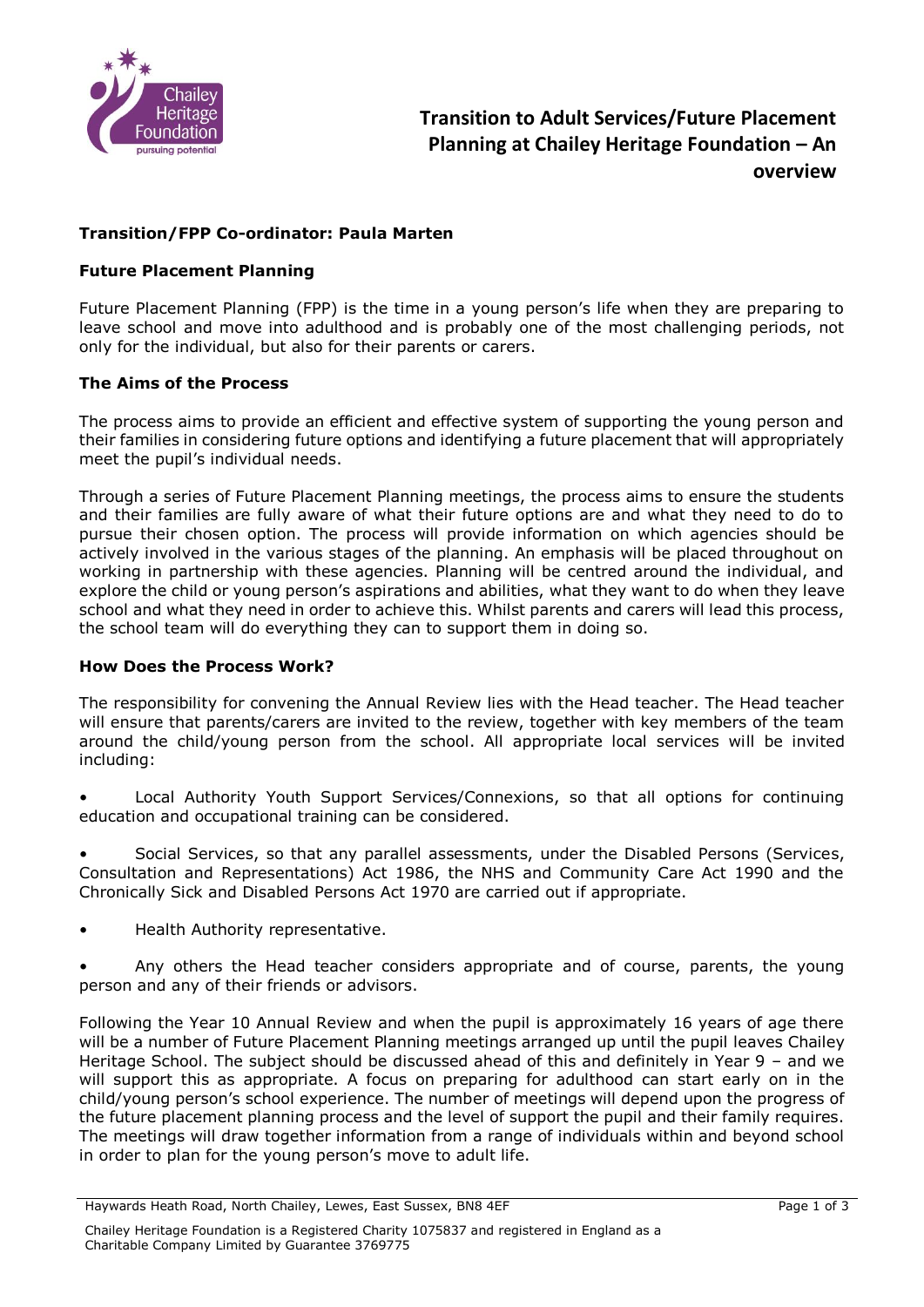# Transition to Adult Services/Future Placement Planning at Chailey Heritage Foundation – An overview

**Transition/FPP Co-ordinator: Paula Marten**

## Future Placement Planning

Future Placement Planning (FPP) is the time in a young person's life when they are preparing to leave school and move into adulthood and is probably one of the most challenging periods, not only for the individual, but also for their parents or carers.

## The Aims of the Process

The process aims to provide an efficient and effective system of supporting the young person and their families in considering future options and identifying a future placement that will appropriately meet the pupil's individual needs.

Through a series of Future Placement Planning meetings, the process aims to ensure the students and their families are fully aware of what their future options are and what they need to do to pursue their chosen option. The process will provide information on which agencies should be actively involved in the various stages of the planning. An emphasis will be placed throughout on working in partnership with these agencies. Planning will be centred around the individual, and explore the child or young person's aspirations and abilities, what they want to do when they leave school and what they need in order to achieve this. Whilst parents and carers will lead this process, the school team will do everything they can to support them in doing so.

## How Does the Process Work?

The responsibility for convening the Annual Review lies with the Head teacher. The Head teacher will ensure that parents/carers are invited to the review, together with key members of the team around the child/young person from the school. All appropriate local services will be invited including:

- Local Authority Youth Support Services/Connexions, so that all options for continuing education and occupational training can be considered.
- Social Services, so that any parallel assessments, under the Disabled Persons (Services, Consultation and Representations) Act 1986, the NHS and Community Care Act 1990 and the Chronically Sick and Disabled Persons Act 1970 are carried out if appropriate.
- Health Authority representative.
- Any others the Head teacher considers appropriate and of course, parents, the young person and any of their friends or advisors.

Following the Year 10 Annual Review and when the pupil is approximately 16 years of age there will be a number of Future Placement Planning meetings arranged up until the pupil leaves Chailey Heritage School. The subject should be discussed ahead of this and definitely in Year 9 – and we will support this as appropriate. A focus on preparing for adulthood can start early on in the child/young person's school experience. The number of meetings will depend upon the progress of the future placement planning process and the level of support the pupil and their family requires. The meetings will draw together information from a range of individuals within and beyond school in order to plan for the young person's move to adult life.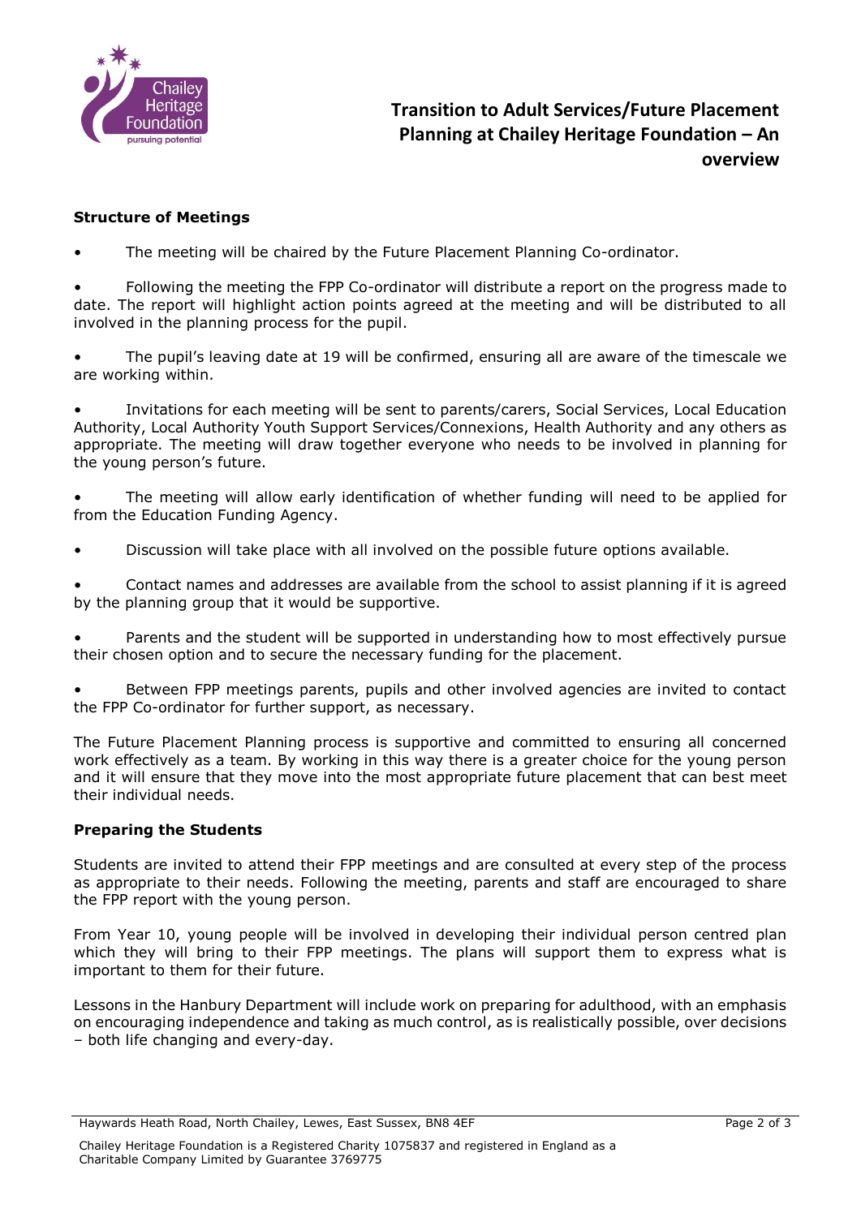# Transition to Adult Services/Future Placement Planning at Chailey Heritage Foundation – An overview

### Structure of Meetings

- The meeting will be chaired by the Future Placement Planning Co-ordinator.
- Following the meeting the FPP Co-ordinator will distribute a report on the progress made to date. The report will highlight action points agreed at the meeting and will be distributed to all involved in the planning process for the pupil.
- The pupil's leaving date at 19 will be confirmed, ensuring all are aware of the timescale we are working within.
- Invitations for each meeting will be sent to parents/carers, Social Services, Local Education Authority, Local Authority Youth Support Services/Connexions, Health Authority and any others as appropriate. The meeting will draw together everyone who needs to be involved in planning for the young person's future.
- The meeting will allow early identification of whether funding will need to be applied for from the Education Funding Agency.
- Discussion will take place with all involved on the possible future options available.
- Contact names and addresses are available from the school to assist planning if it is agreed by the planning group that it would be supportive.
- Parents and the student will be supported in understanding how to most effectively pursue their chosen option and to secure the necessary funding for the placement.
- Between FPP meetings parents, pupils and other involved agencies are invited to contact the FPP Co-ordinator for further support, as necessary.

The Future Placement Planning process is supportive and committed to ensuring all concerned work effectively as a team. By working in this way there is a greater choice for the young person and it will ensure that they move into the most appropriate future placement that can best meet their individual needs.

### Preparing the Students

Students are invited to attend their FPP meetings and are consulted at every step of the process as appropriate to their needs. Following the meeting, parents and staff are encouraged to share the FPP report with the young person.

From Year 10, young people will be involved in developing their individual person centred plan which they will bring to their FPP meetings. The plans will support them to express what is important to them for their future.

Lessons in the Hanbury Department will include work on preparing for adulthood, with an emphasis on encouraging independence and taking as much control, as is realistically possible, over decisions – both life changing and every-day.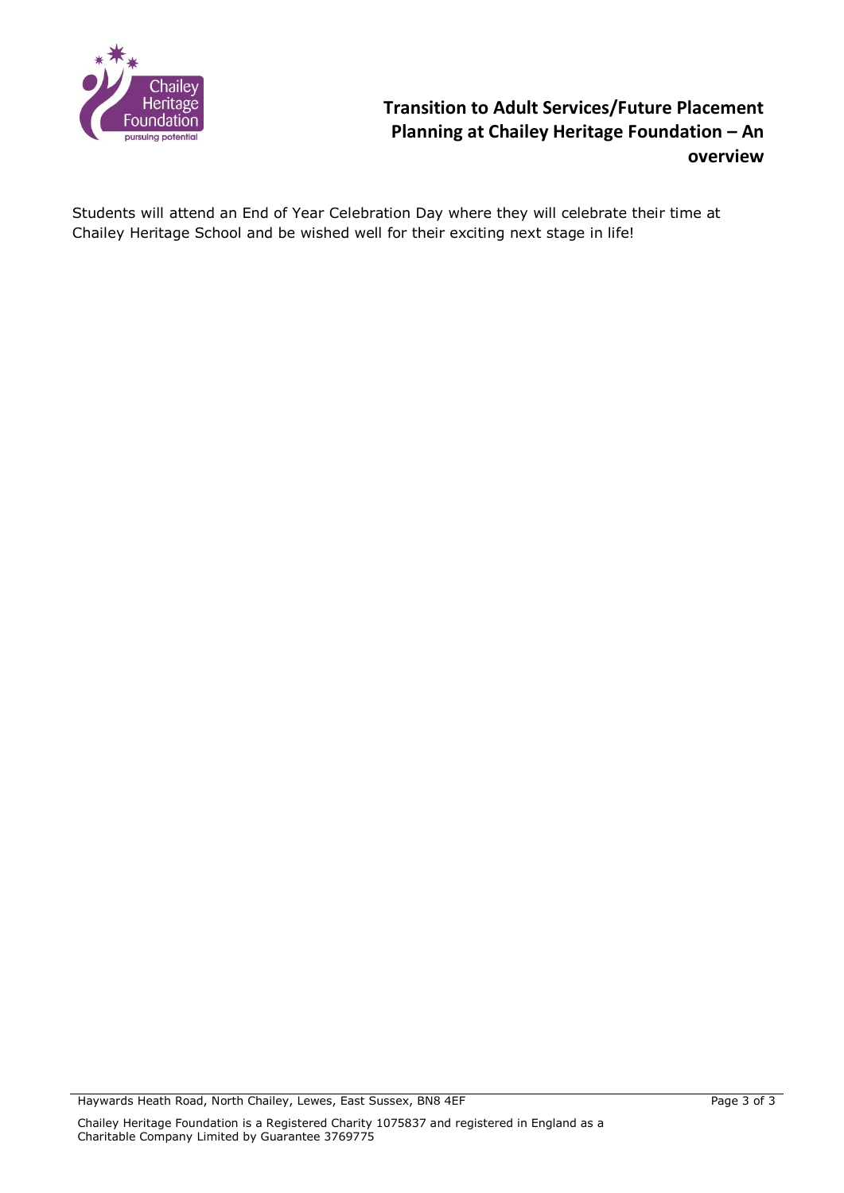Students will attend an End of Year Celebration Day where they will celebrate their time at Chailey Heritage School and be wished well for their exciting next stage in life!